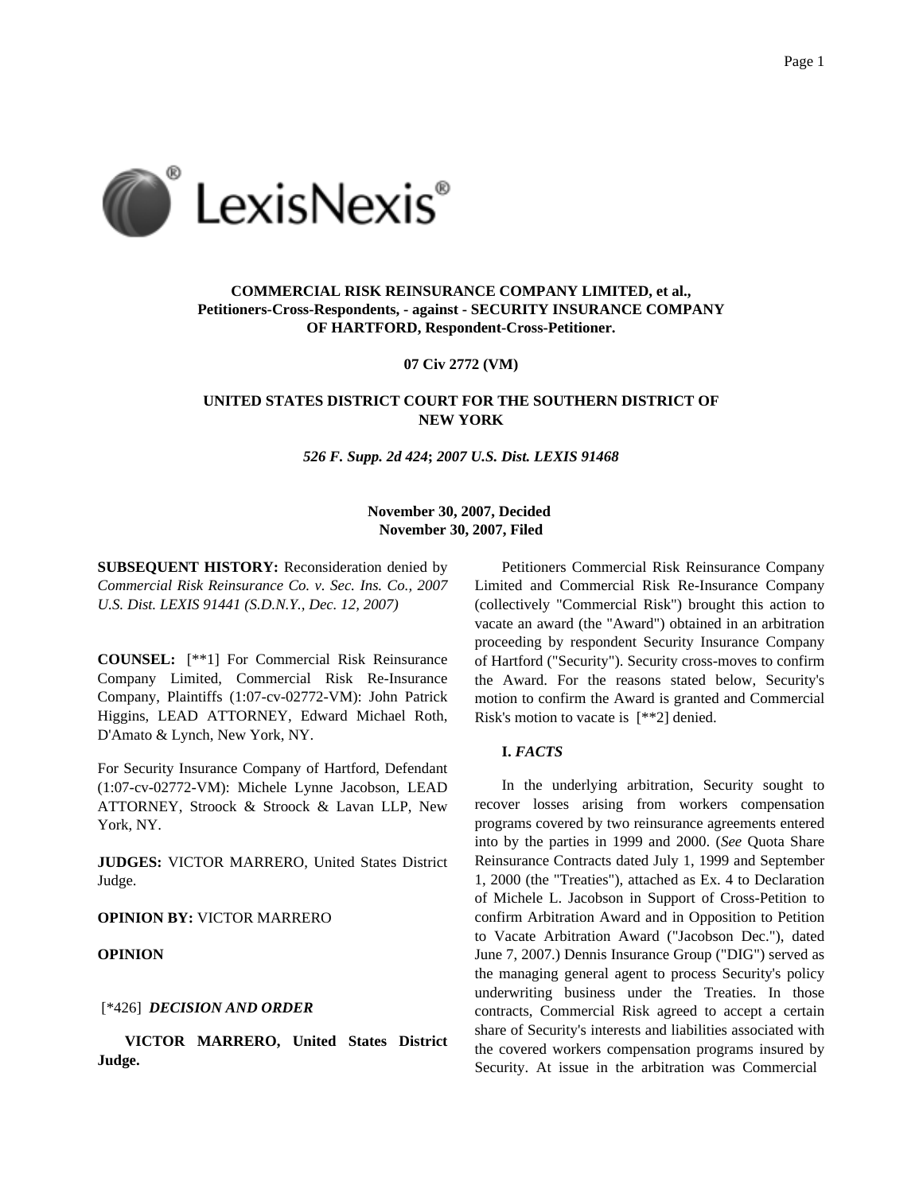**COMMERCIAL RISK REINSURANCE COMPANY LIMITED, et al., Petitioners-Cross-Respondents, - against - SECURITY INSURANCE COMPANY OF HARTFORD, Respondent-Cross-Petitioner.**

**07 Civ 2772 (VM)**

**UNITED STATES DISTRICT COURT FOR THE SOUTHERN DISTRICT OF NEW YORK**

***526 F. Supp. 2d 424*; *2007 U.S. Dist. LEXIS 91468***

**November 30, 2007, Decided**
**November 30, 2007, Filed**

**SUBSEQUENT HISTORY:** Reconsideration denied by *Commercial Risk Reinsurance Co. v. Sec. Ins. Co., 2007 U.S. Dist. LEXIS 91441 (S.D.N.Y., Dec. 12, 2007)*

**COUNSEL:** [**1] For Commercial Risk Reinsurance Company Limited, Commercial Risk Re-Insurance Company, Plaintiffs (1:07-cv-02772-VM): John Patrick Higgins, LEAD ATTORNEY, Edward Michael Roth, D'Amato & Lynch, New York, NY.

For Security Insurance Company of Hartford, Defendant (1:07-cv-02772-VM): Michele Lynne Jacobson, LEAD ATTORNEY, Stroock & Stroock & Lavan LLP, New York, NY.

**JUDGES:** VICTOR MARRERO, United States District Judge.

**OPINION BY:** VICTOR MARRERO

**OPINION**

[*426] ***DECISION AND ORDER***

**VICTOR MARRERO, United States District Judge.**

Petitioners Commercial Risk Reinsurance Company Limited and Commercial Risk Re-Insurance Company (collectively "Commercial Risk") brought this action to vacate an award (the "Award") obtained in an arbitration proceeding by respondent Security Insurance Company of Hartford ("Security"). Security cross-moves to confirm the Award. For the reasons stated below, Security's motion to confirm the Award is granted and Commercial Risk's motion to vacate is [**2] denied.

**I. *FACTS***

In the underlying arbitration, Security sought to recover losses arising from workers compensation programs covered by two reinsurance agreements entered into by the parties in 1999 and 2000. (*See* Quota Share Reinsurance Contracts dated July 1, 1999 and September 1, 2000 (the "Treaties"), attached as Ex. 4 to Declaration of Michele L. Jacobson in Support of Cross-Petition to confirm Arbitration Award and in Opposition to Petition to Vacate Arbitration Award ("Jacobson Dec."), dated June 7, 2007.) Dennis Insurance Group ("DIG") served as the managing general agent to process Security's policy underwriting business under the Treaties. In those contracts, Commercial Risk agreed to accept a certain share of Security's interests and liabilities associated with the covered workers compensation programs insured by Security. At issue in the arbitration was Commercial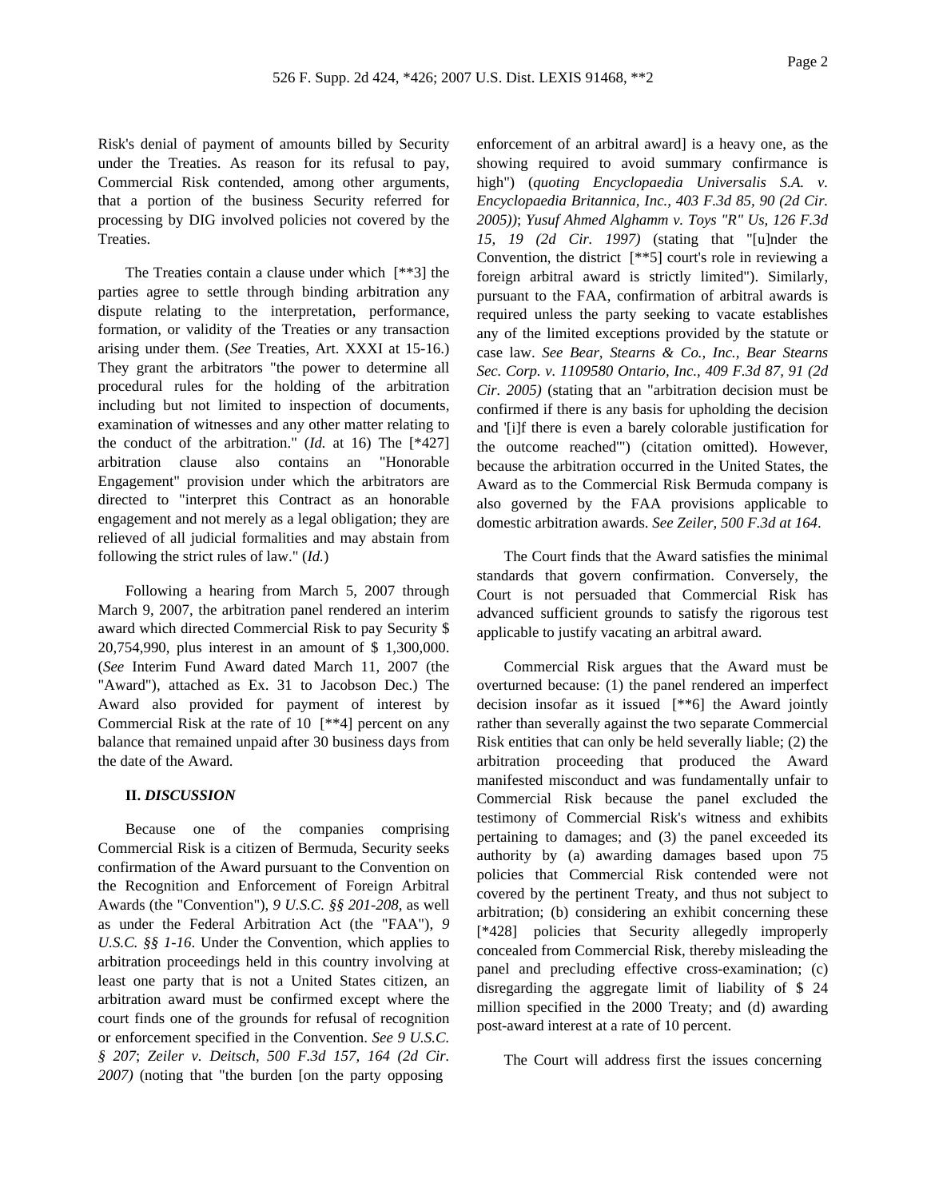Risk's denial of payment of amounts billed by Security under the Treaties. As reason for its refusal to pay, Commercial Risk contended, among other arguments, that a portion of the business Security referred for processing by DIG involved policies not covered by the Treaties.

The Treaties contain a clause under which [**3] the parties agree to settle through binding arbitration any dispute relating to the interpretation, performance, formation, or validity of the Treaties or any transaction arising under them. (*See* Treaties, Art. XXXI at 15-16.) They grant the arbitrators "the power to determine all procedural rules for the holding of the arbitration including but not limited to inspection of documents, examination of witnesses and any other matter relating to the conduct of the arbitration." (*Id.* at 16) The [*427] arbitration clause also contains an "Honorable Engagement" provision under which the arbitrators are directed to "interpret this Contract as an honorable engagement and not merely as a legal obligation; they are relieved of all judicial formalities and may abstain from following the strict rules of law." (*Id.*)

Following a hearing from March 5, 2007 through March 9, 2007, the arbitration panel rendered an interim award which directed Commercial Risk to pay Security $ 20,754,990, plus interest in an amount of $ 1,300,000. (*See* Interim Fund Award dated March 11, 2007 (the "Award"), attached as Ex. 31 to Jacobson Dec.) The Award also provided for payment of interest by Commercial Risk at the rate of 10 [**4] percent on any balance that remained unpaid after 30 business days from the date of the Award.

## II. *DISCUSSION*

Because one of the companies comprising Commercial Risk is a citizen of Bermuda, Security seeks confirmation of the Award pursuant to the Convention on the Recognition and Enforcement of Foreign Arbitral Awards (the "Convention"), *9 U.S.C. §§ 201-208*, as well as under the Federal Arbitration Act (the "FAA"), *9 U.S.C. §§ 1-16*. Under the Convention, which applies to arbitration proceedings held in this country involving at least one party that is not a United States citizen, an arbitration award must be confirmed except where the court finds one of the grounds for refusal of recognition or enforcement specified in the Convention. *See 9 U.S.C. § 207*; *Zeiler v. Deitsch, 500 F.3d 157, 164 (2d Cir. 2007)* (noting that "the burden [on the party opposing enforcement of an arbitral award] is a heavy one, as the showing required to avoid summary confirmance is high") (*quoting Encyclopaedia Universalis S.A. v. Encyclopaedia Britannica, Inc., 403 F.3d 85, 90 (2d Cir. 2005)*); *Yusuf Ahmed Alghamm v. Toys "R" Us, 126 F.3d 15, 19 (2d Cir. 1997)* (stating that "[u]nder the Convention, the district [**5] court's role in reviewing a foreign arbitral award is strictly limited"). Similarly, pursuant to the FAA, confirmation of arbitral awards is required unless the party seeking to vacate establishes any of the limited exceptions provided by the statute or case law. *See Bear, Stearns & Co., Inc., Bear Stearns Sec. Corp. v. 1109580 Ontario, Inc., 409 F.3d 87, 91 (2d Cir. 2005)* (stating that an "arbitration decision must be confirmed if there is any basis for upholding the decision and '[i]f there is even a barely colorable justification for the outcome reached'") (citation omitted). However, because the arbitration occurred in the United States, the Award as to the Commercial Risk Bermuda company is also governed by the FAA provisions applicable to domestic arbitration awards. *See Zeiler, 500 F.3d at 164*.

The Court finds that the Award satisfies the minimal standards that govern confirmation. Conversely, the Court is not persuaded that Commercial Risk has advanced sufficient grounds to satisfy the rigorous test applicable to justify vacating an arbitral award.

Commercial Risk argues that the Award must be overturned because: (1) the panel rendered an imperfect decision insofar as it issued [**6] the Award jointly rather than severally against the two separate Commercial Risk entities that can only be held severally liable; (2) the arbitration proceeding that produced the Award manifested misconduct and was fundamentally unfair to Commercial Risk because the panel excluded the testimony of Commercial Risk's witness and exhibits pertaining to damages; and (3) the panel exceeded its authority by (a) awarding damages based upon 75 policies that Commercial Risk contended were not covered by the pertinent Treaty, and thus not subject to arbitration; (b) considering an exhibit concerning these [*428] policies that Security allegedly improperly concealed from Commercial Risk, thereby misleading the panel and precluding effective cross-examination; (c) disregarding the aggregate limit of liability of $ 24 million specified in the 2000 Treaty; and (d) awarding post-award interest at a rate of 10 percent.

The Court will address first the issues concerning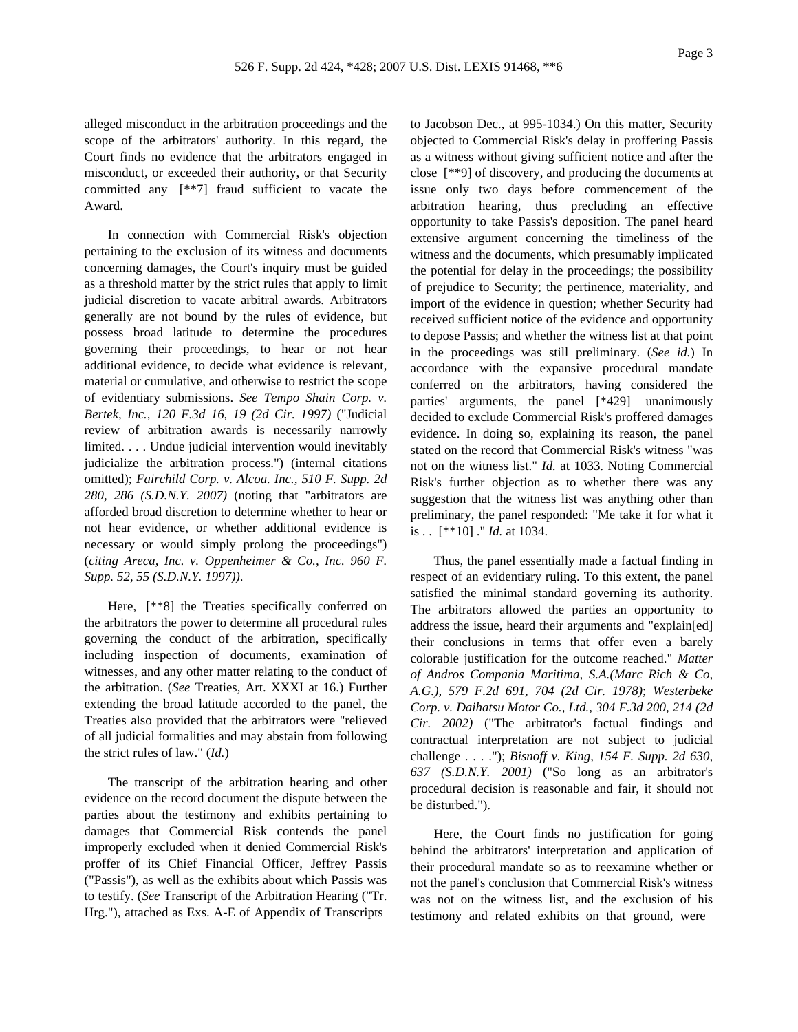alleged misconduct in the arbitration proceedings and the scope of the arbitrators' authority. In this regard, the Court finds no evidence that the arbitrators engaged in misconduct, or exceeded their authority, or that Security committed any [**7] fraud sufficient to vacate the Award.

In connection with Commercial Risk's objection pertaining to the exclusion of its witness and documents concerning damages, the Court's inquiry must be guided as a threshold matter by the strict rules that apply to limit judicial discretion to vacate arbitral awards. Arbitrators generally are not bound by the rules of evidence, but possess broad latitude to determine the procedures governing their proceedings, to hear or not hear additional evidence, to decide what evidence is relevant, material or cumulative, and otherwise to restrict the scope of evidentiary submissions. *See Tempo Shain Corp. v. Bertek, Inc., 120 F.3d 16, 19 (2d Cir. 1997)* ("Judicial review of arbitration awards is necessarily narrowly limited. . . . Undue judicial intervention would inevitably judicialize the arbitration process.") (internal citations omitted); *Fairchild Corp. v. Alcoa. Inc., 510 F. Supp. 2d 280, 286 (S.D.N.Y. 2007)* (noting that "arbitrators are afforded broad discretion to determine whether to hear or not hear evidence, or whether additional evidence is necessary or would simply prolong the proceedings") (*citing Areca, Inc. v. Oppenheimer & Co., Inc. 960 F. Supp. 52, 55 (S.D.N.Y. 1997)*).

Here, [**8] the Treaties specifically conferred on the arbitrators the power to determine all procedural rules governing the conduct of the arbitration, specifically including inspection of documents, examination of witnesses, and any other matter relating to the conduct of the arbitration. (*See* Treaties, Art. XXXI at 16.) Further extending the broad latitude accorded to the panel, the Treaties also provided that the arbitrators were "relieved of all judicial formalities and may abstain from following the strict rules of law." (*Id.*)

The transcript of the arbitration hearing and other evidence on the record document the dispute between the parties about the testimony and exhibits pertaining to damages that Commercial Risk contends the panel improperly excluded when it denied Commercial Risk's proffer of its Chief Financial Officer, Jeffrey Passis ("Passis"), as well as the exhibits about which Passis was to testify. (*See* Transcript of the Arbitration Hearing ("Tr. Hrg."), attached as Exs. A-E of Appendix of Transcripts to Jacobson Dec., at 995-1034.) On this matter, Security objected to Commercial Risk's delay in proffering Passis as a witness without giving sufficient notice and after the close [**9] of discovery, and producing the documents at issue only two days before commencement of the arbitration hearing, thus precluding an effective opportunity to take Passis's deposition. The panel heard extensive argument concerning the timeliness of the witness and the documents, which presumably implicated the potential for delay in the proceedings; the possibility of prejudice to Security; the pertinence, materiality, and import of the evidence in question; whether Security had received sufficient notice of the evidence and opportunity to depose Passis; and whether the witness list at that point in the proceedings was still preliminary. (*See id.*) In accordance with the expansive procedural mandate conferred on the arbitrators, having considered the parties' arguments, the panel [*429] unanimously decided to exclude Commercial Risk's proffered damages evidence. In doing so, explaining its reason, the panel stated on the record that Commercial Risk's witness "was not on the witness list." *Id.* at 1033. Noting Commercial Risk's further objection as to whether there was any suggestion that the witness list was anything other than preliminary, the panel responded: "Me take it for what it is . . [**10] ." *Id.* at 1034.

Thus, the panel essentially made a factual finding in respect of an evidentiary ruling. To this extent, the panel satisfied the minimal standard governing its authority. The arbitrators allowed the parties an opportunity to address the issue, heard their arguments and "explain[ed] their conclusions in terms that offer even a barely colorable justification for the outcome reached." *Matter of Andros Compania Maritima, S.A.(Marc Rich & Co, A.G.), 579 F.2d 691, 704 (2d Cir. 1978)*; *Westerbeke Corp. v. Daihatsu Motor Co., Ltd., 304 F.3d 200, 214 (2d Cir. 2002)* ("The arbitrator's factual findings and contractual interpretation are not subject to judicial challenge . . . ."); *Bisnoff v. King, 154 F. Supp. 2d 630, 637 (S.D.N.Y. 2001)* ("So long as an arbitrator's procedural decision is reasonable and fair, it should not be disturbed.").

Here, the Court finds no justification for going behind the arbitrators' interpretation and application of their procedural mandate so as to reexamine whether or not the panel's conclusion that Commercial Risk's witness was not on the witness list, and the exclusion of his testimony and related exhibits on that ground, were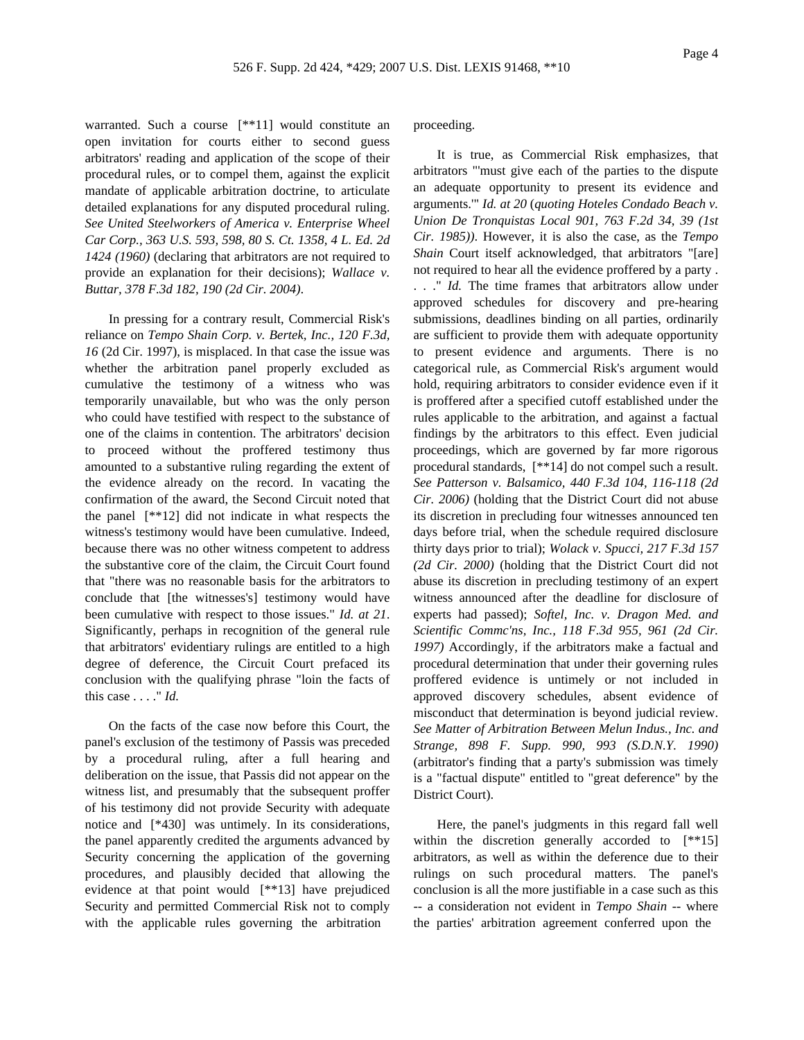warranted. Such a course [**11] would constitute an open invitation for courts either to second guess arbitrators' reading and application of the scope of their procedural rules, or to compel them, against the explicit mandate of applicable arbitration doctrine, to articulate detailed explanations for any disputed procedural ruling. *See United Steelworkers of America v. Enterprise Wheel Car Corp., 363 U.S. 593, 598, 80 S. Ct. 1358, 4 L. Ed. 2d 1424 (1960)* (declaring that arbitrators are not required to provide an explanation for their decisions); *Wallace v. Buttar, 378 F.3d 182, 190 (2d Cir. 2004)*.

In pressing for a contrary result, Commercial Risk's reliance on *Tempo Shain Corp. v. Bertek, Inc., 120 F.3d, 16* (2d Cir. 1997), is misplaced. In that case the issue was whether the arbitration panel properly excluded as cumulative the testimony of a witness who was temporarily unavailable, but who was the only person who could have testified with respect to the substance of one of the claims in contention. The arbitrators' decision to proceed without the proffered testimony thus amounted to a substantive ruling regarding the extent of the evidence already on the record. In vacating the confirmation of the award, the Second Circuit noted that the panel [**12] did not indicate in what respects the witness's testimony would have been cumulative. Indeed, because there was no other witness competent to address the substantive core of the claim, the Circuit Court found that "there was no reasonable basis for the arbitrators to conclude that [the witnesses's] testimony would have been cumulative with respect to those issues." *Id. at 21*. Significantly, perhaps in recognition of the general rule that arbitrators' evidentiary rulings are entitled to a high degree of deference, the Circuit Court prefaced its conclusion with the qualifying phrase "loin the facts of this case . . . ." *Id.*

On the facts of the case now before this Court, the panel's exclusion of the testimony of Passis was preceded by a procedural ruling, after a full hearing and deliberation on the issue, that Passis did not appear on the witness list, and presumably that the subsequent proffer of his testimony did not provide Security with adequate notice and [*430] was untimely. In its considerations, the panel apparently credited the arguments advanced by Security concerning the application of the governing procedures, and plausibly decided that allowing the evidence at that point would [**13] have prejudiced Security and permitted Commercial Risk not to comply with the applicable rules governing the arbitration proceeding.

It is true, as Commercial Risk emphasizes, that arbitrators "'must give each of the parties to the dispute an adequate opportunity to present its evidence and arguments.'" *Id. at 20* (*quoting Hoteles Condado Beach v. Union De Tronquistas Local 901, 763 F.2d 34, 39 (1st Cir. 1985))*. However, it is also the case, as the *Tempo Shain* Court itself acknowledged, that arbitrators "[are] not required to hear all the evidence proffered by a party . . . ." *Id.* The time frames that arbitrators allow under approved schedules for discovery and pre-hearing submissions, deadlines binding on all parties, ordinarily are sufficient to provide them with adequate opportunity to present evidence and arguments. There is no categorical rule, as Commercial Risk's argument would hold, requiring arbitrators to consider evidence even if it is proffered after a specified cutoff established under the rules applicable to the arbitration, and against a factual findings by the arbitrators to this effect. Even judicial proceedings, which are governed by far more rigorous procedural standards, [**14] do not compel such a result. *See Patterson v. Balsamico, 440 F.3d 104, 116-118 (2d Cir. 2006)* (holding that the District Court did not abuse its discretion in precluding four witnesses announced ten days before trial, when the schedule required disclosure thirty days prior to trial); *Wolack v. Spucci, 217 F.3d 157 (2d Cir. 2000)* (holding that the District Court did not abuse its discretion in precluding testimony of an expert witness announced after the deadline for disclosure of experts had passed); *Softel, Inc. v. Dragon Med. and Scientific Commc'ns, Inc., 118 F.3d 955, 961 (2d Cir. 1997)* Accordingly, if the arbitrators make a factual and procedural determination that under their governing rules proffered evidence is untimely or not included in approved discovery schedules, absent evidence of misconduct that determination is beyond judicial review. *See Matter of Arbitration Between Melun Indus., Inc. and Strange, 898 F. Supp. 990, 993 (S.D.N.Y. 1990)* (arbitrator's finding that a party's submission was timely is a "factual dispute" entitled to "great deference" by the District Court).

Here, the panel's judgments in this regard fall well within the discretion generally accorded to [**15] arbitrators, as well as within the deference due to their rulings on such procedural matters. The panel's conclusion is all the more justifiable in a case such as this -- a consideration not evident in *Tempo Shain* -- where the parties' arbitration agreement conferred upon the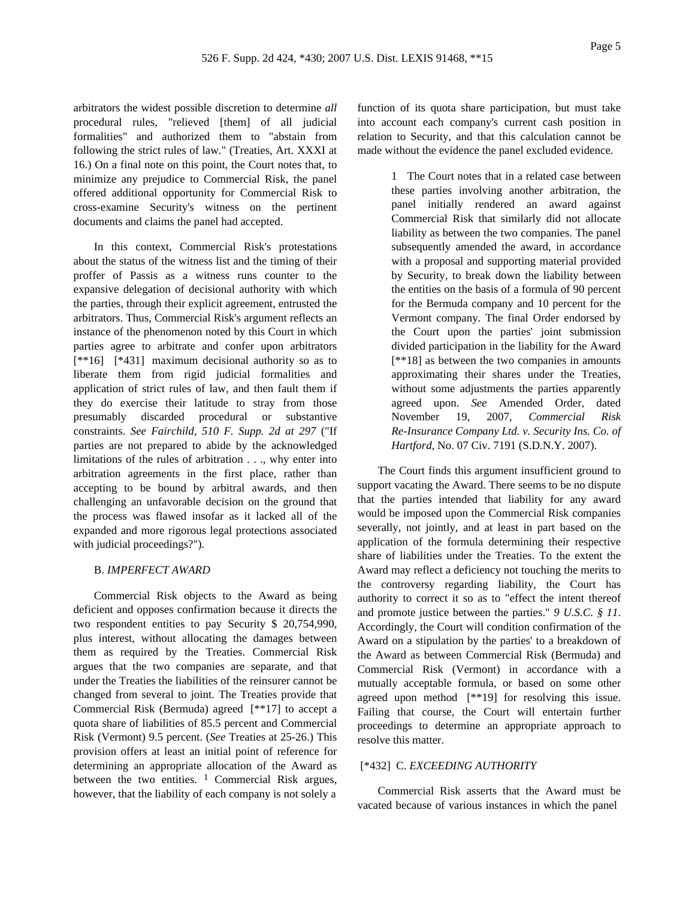arbitrators the widest possible discretion to determine *all* procedural rules, "relieved [them] of all judicial formalities" and authorized them to "abstain from following the strict rules of law." (Treaties, Art. XXXI at 16.) On a final note on this point, the Court notes that, to minimize any prejudice to Commercial Risk, the panel offered additional opportunity for Commercial Risk to cross-examine Security's witness on the pertinent documents and claims the panel had accepted.

In this context, Commercial Risk's protestations about the status of the witness list and the timing of their proffer of Passis as a witness runs counter to the expansive delegation of decisional authority with which the parties, through their explicit agreement, entrusted the arbitrators. Thus, Commercial Risk's argument reflects an instance of the phenomenon noted by this Court in which parties agree to arbitrate and confer upon arbitrators [**16] [*431] maximum decisional authority so as to liberate them from rigid judicial formalities and application of strict rules of law, and then fault them if they do exercise their latitude to stray from those presumably discarded procedural or substantive constraints. *See Fairchild, 510 F. Supp. 2d at 297* ("If parties are not prepared to abide by the acknowledged limitations of the rules of arbitration . . ., why enter into arbitration agreements in the first place, rather than accepting to be bound by arbitral awards, and then challenging an unfavorable decision on the ground that the process was flawed insofar as it lacked all of the expanded and more rigorous legal protections associated with judicial proceedings?").

B. *IMPERFECT AWARD*

Commercial Risk objects to the Award as being deficient and opposes confirmation because it directs the two respondent entities to pay Security $ 20,754,990, plus interest, without allocating the damages between them as required by the Treaties. Commercial Risk argues that the two companies are separate, and that under the Treaties the liabilities of the reinsurer cannot be changed from several to joint. The Treaties provide that Commercial Risk (Bermuda) agreed [**17] to accept a quota share of liabilities of 85.5 percent and Commercial Risk (Vermont) 9.5 percent. (*See* Treaties at 25-26.) This provision offers at least an initial point of reference for determining an appropriate allocation of the Award as between the two entities. [1] Commercial Risk argues, however, that the liability of each company is not solely a function of its quota share participation, but must take into account each company's current cash position in relation to Security, and that this calculation cannot be made without the evidence the panel excluded evidence.

> 1 The Court notes that in a related case between these parties involving another arbitration, the panel initially rendered an award against Commercial Risk that similarly did not allocate liability as between the two companies. The panel subsequently amended the award, in accordance with a proposal and supporting material provided by Security, to break down the liability between the entities on the basis of a formula of 90 percent for the Bermuda company and 10 percent for the Vermont company. The final Order endorsed by the Court upon the parties' joint submission divided participation in the liability for the Award [**18] as between the two companies in amounts approximating their shares under the Treaties, without some adjustments the parties apparently agreed upon. *See* Amended Order, dated November 19, 2007, *Commercial Risk Re-Insurance Company Ltd. v. Security Ins. Co. of Hartford*, No. 07 Civ. 7191 (S.D.N.Y. 2007).

The Court finds this argument insufficient ground to support vacating the Award. There seems to be no dispute that the parties intended that liability for any award would be imposed upon the Commercial Risk companies severally, not jointly, and at least in part based on the application of the formula determining their respective share of liabilities under the Treaties. To the extent the Award may reflect a deficiency not touching the merits to the controversy regarding liability, the Court has authority to correct it so as to "effect the intent thereof and promote justice between the parties." *9 U.S.C. § 11*. Accordingly, the Court will condition confirmation of the Award on a stipulation by the parties' to a breakdown of the Award as between Commercial Risk (Bermuda) and Commercial Risk (Vermont) in accordance with a mutually acceptable formula, or based on some other agreed upon method [**19] for resolving this issue. Failing that course, the Court will entertain further proceedings to determine an appropriate approach to resolve this matter.

[*432] C. *EXCEEDING AUTHORITY*

Commercial Risk asserts that the Award must be vacated because of various instances in which the panel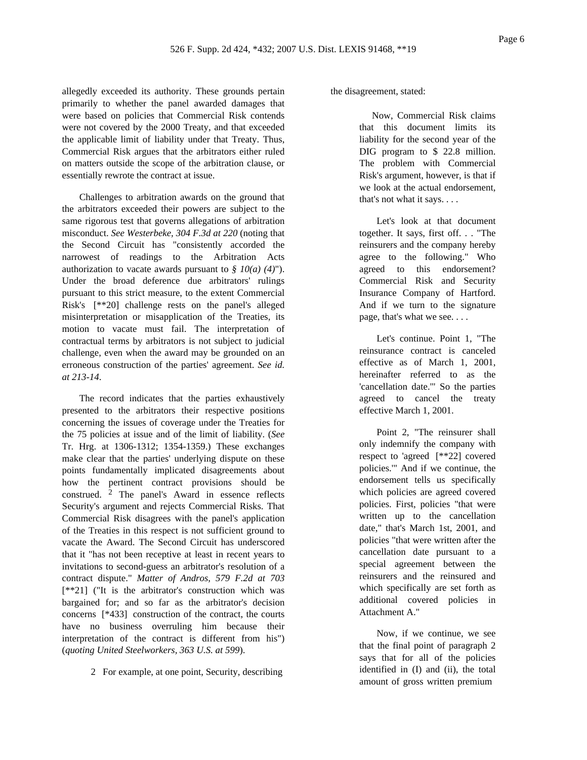allegedly exceeded its authority. These grounds pertain primarily to whether the panel awarded damages that were based on policies that Commercial Risk contends were not covered by the 2000 Treaty, and that exceeded the applicable limit of liability under that Treaty. Thus, Commercial Risk argues that the arbitrators either ruled on matters outside the scope of the arbitration clause, or essentially rewrote the contract at issue.

Challenges to arbitration awards on the ground that the arbitrators exceeded their powers are subject to the same rigorous test that governs allegations of arbitration misconduct. *See Westerbeke, 304 F.3d at 220* (noting that the Second Circuit has "consistently accorded the narrowest of readings to the Arbitration Acts authorization to vacate awards pursuant to *§ 10(a) (4)*"). Under the broad deference due arbitrators' rulings pursuant to this strict measure, to the extent Commercial Risk's [**20] challenge rests on the panel's alleged misinterpretation or misapplication of the Treaties, its motion to vacate must fail. The interpretation of contractual terms by arbitrators is not subject to judicial challenge, even when the award may be grounded on an erroneous construction of the parties' agreement. *See id. at 213-14*.

The record indicates that the parties exhaustively presented to the arbitrators their respective positions concerning the issues of coverage under the Treaties for the 75 policies at issue and of the limit of liability. (*See* Tr. Hrg. at 1306-1312; 1354-1359.) These exchanges make clear that the parties' underlying dispute on these points fundamentally implicated disagreements about how the pertinent contract provisions should be construed. [2] The panel's Award in essence reflects Security's argument and rejects Commercial Risks. That Commercial Risk disagrees with the panel's application of the Treaties in this respect is not sufficient ground to vacate the Award. The Second Circuit has underscored that it "has not been receptive at least in recent years to invitations to second-guess an arbitrator's resolution of a contract dispute." *Matter of Andros, 579 F.2d at 703* [**21] ("It is the arbitrator's construction which was bargained for; and so far as the arbitrator's decision concerns [*433] construction of the contract, the courts have no business overruling him because their interpretation of the contract is different from his") (*quoting United Steelworkers, 363 U.S. at 599*).

2 For example, at one point, Security, describing the disagreement, stated:

> Now, Commercial Risk claims that this document limits its liability for the second year of the DIG program to $ 22.8 million. The problem with Commercial Risk's argument, however, is that if we look at the actual endorsement, that's not what it says. . . .
>
> Let's look at that document together. It says, first off. . . "The reinsurers and the company hereby agree to the following." Who agreed to this endorsement? Commercial Risk and Security Insurance Company of Hartford. And if we turn to the signature page, that's what we see. . . .
>
> Let's continue. Point 1, "The reinsurance contract is canceled effective as of March 1, 2001, hereinafter referred to as the 'cancellation date.'" So the parties agreed to cancel the treaty effective March 1, 2001.
>
> Point 2, "The reinsurer shall only indemnify the company with respect to 'agreed [**22] covered policies.'" And if we continue, the endorsement tells us specifically which policies are agreed covered policies. First, policies "that were written up to the cancellation date," that's March 1st, 2001, and policies "that were written after the cancellation date pursuant to a special agreement between the reinsurers and the reinsured and which specifically are set forth as additional covered policies in Attachment A."
>
> Now, if we continue, we see that the final point of paragraph 2 says that for all of the policies identified in (I) and (ii), the total amount of gross written premium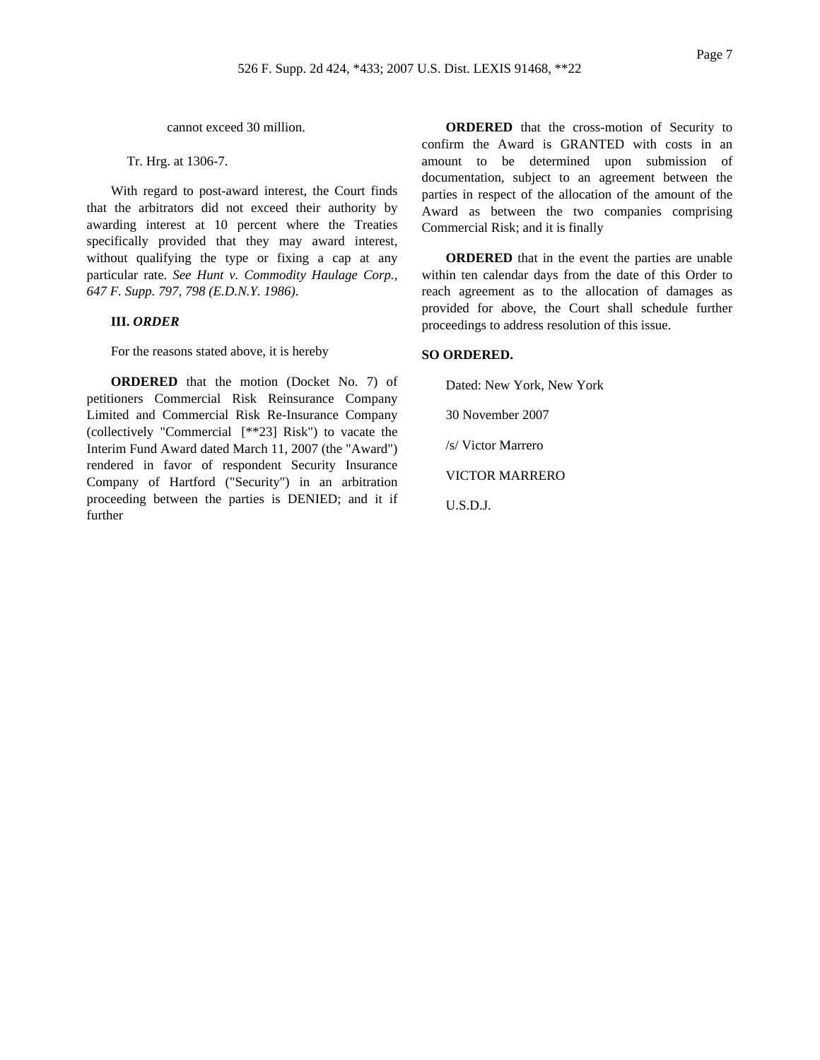cannot exceed 30 million.

Tr. Hrg. at 1306-7.

With regard to post-award interest, the Court finds that the arbitrators did not exceed their authority by awarding interest at 10 percent where the Treaties specifically provided that they may award interest, without qualifying the type or fixing a cap at any particular rate. *See Hunt v. Commodity Haulage Corp., 647 F. Supp. 797, 798 (E.D.N.Y. 1986)*.

### III. *ORDER*

For the reasons stated above, it is hereby

**ORDERED** that the motion (Docket No. 7) of petitioners Commercial Risk Reinsurance Company Limited and Commercial Risk Re-Insurance Company (collectively "Commercial [**23] Risk") to vacate the Interim Fund Award dated March 11, 2007 (the "Award") rendered in favor of respondent Security Insurance Company of Hartford ("Security") in an arbitration proceeding between the parties is DENIED; and it if further

**ORDERED** that the cross-motion of Security to confirm the Award is GRANTED with costs in an amount to be determined upon submission of documentation, subject to an agreement between the parties in respect of the allocation of the amount of the Award as between the two companies comprising Commercial Risk; and it is finally

**ORDERED** that in the event the parties are unable within ten calendar days from the date of this Order to reach agreement as to the allocation of damages as provided for above, the Court shall schedule further proceedings to address resolution of this issue.

**SO ORDERED.**

Dated: New York, New York

30 November 2007

/s/ Victor Marrero

VICTOR MARRERO

U.S.D.J.